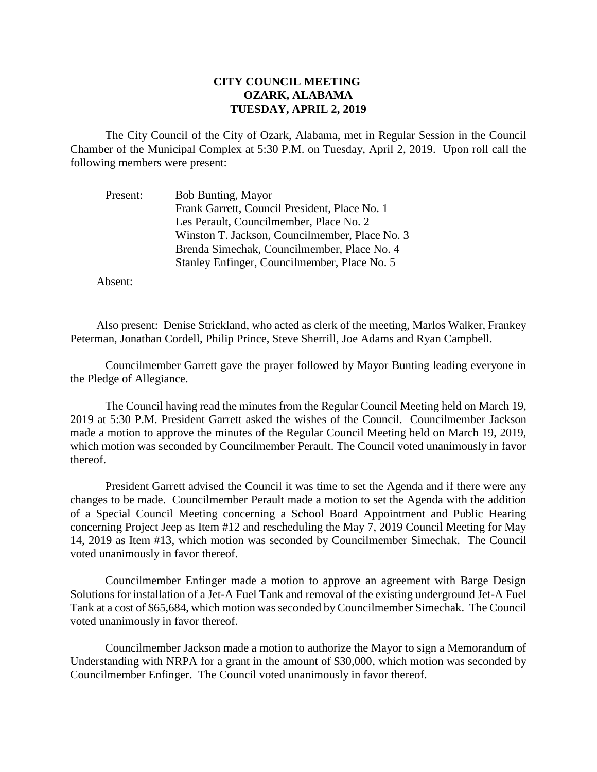**CITY COUNCIL MEETING**
**OZARK, ALABAMA**
**TUESDAY, APRIL 2, 2019**

The City Council of the City of Ozark, Alabama, met in Regular Session in the Council Chamber of the Municipal Complex at 5:30 P.M. on Tuesday, April 2, 2019. Upon roll call the following members were present:

Present: Bob Bunting, Mayor
Frank Garrett, Council President, Place No. 1
Les Perault, Councilmember, Place No. 2
Winston T. Jackson, Councilmember, Place No. 3
Brenda Simechak, Councilmember, Place No. 4
Stanley Enfinger, Councilmember, Place No. 5

Absent:

Also present: Denise Strickland, who acted as clerk of the meeting, Marlos Walker, Frankey Peterman, Jonathan Cordell, Philip Prince, Steve Sherrill, Joe Adams and Ryan Campbell.

Councilmember Garrett gave the prayer followed by Mayor Bunting leading everyone in the Pledge of Allegiance.

The Council having read the minutes from the Regular Council Meeting held on March 19, 2019 at 5:30 P.M. President Garrett asked the wishes of the Council. Councilmember Jackson made a motion to approve the minutes of the Regular Council Meeting held on March 19, 2019, which motion was seconded by Councilmember Perault. The Council voted unanimously in favor thereof.

President Garrett advised the Council it was time to set the Agenda and if there were any changes to be made. Councilmember Perault made a motion to set the Agenda with the addition of a Special Council Meeting concerning a School Board Appointment and Public Hearing concerning Project Jeep as Item #12 and rescheduling the May 7, 2019 Council Meeting for May 14, 2019 as Item #13, which motion was seconded by Councilmember Simechak. The Council voted unanimously in favor thereof.

Councilmember Enfinger made a motion to approve an agreement with Barge Design Solutions for installation of a Jet-A Fuel Tank and removal of the existing underground Jet-A Fuel Tank at a cost of $65,684, which motion was seconded by Councilmember Simechak. The Council voted unanimously in favor thereof.

Councilmember Jackson made a motion to authorize the Mayor to sign a Memorandum of Understanding with NRPA for a grant in the amount of $30,000, which motion was seconded by Councilmember Enfinger. The Council voted unanimously in favor thereof.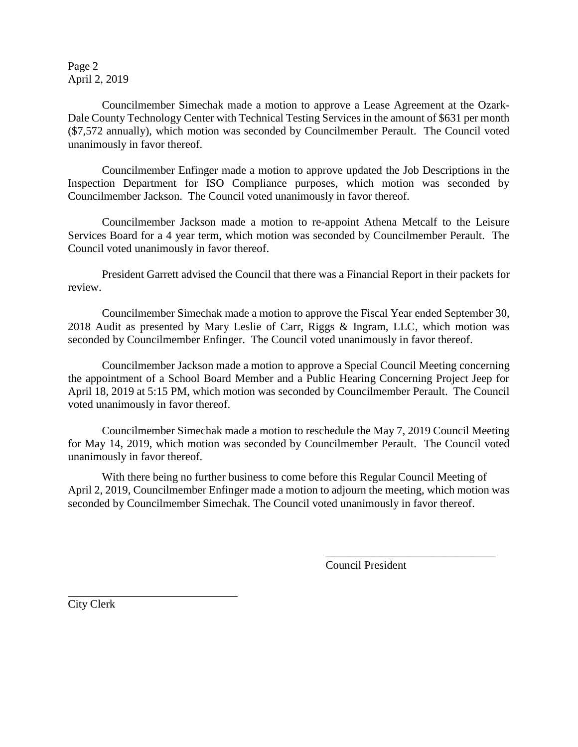Councilmember Simechak made a motion to approve a Lease Agreement at the Ozark-Dale County Technology Center with Technical Testing Services in the amount of $631 per month ($7,572 annually), which motion was seconded by Councilmember Perault. The Council voted unanimously in favor thereof.

Councilmember Enfinger made a motion to approve updated the Job Descriptions in the Inspection Department for ISO Compliance purposes, which motion was seconded by Councilmember Jackson. The Council voted unanimously in favor thereof.

Councilmember Jackson made a motion to re-appoint Athena Metcalf to the Leisure Services Board for a 4 year term, which motion was seconded by Councilmember Perault. The Council voted unanimously in favor thereof.

President Garrett advised the Council that there was a Financial Report in their packets for review.

Councilmember Simechak made a motion to approve the Fiscal Year ended September 30, 2018 Audit as presented by Mary Leslie of Carr, Riggs & Ingram, LLC, which motion was seconded by Councilmember Enfinger. The Council voted unanimously in favor thereof.

Councilmember Jackson made a motion to approve a Special Council Meeting concerning the appointment of a School Board Member and a Public Hearing Concerning Project Jeep for April 18, 2019 at 5:15 PM, which motion was seconded by Councilmember Perault. The Council voted unanimously in favor thereof.

Councilmember Simechak made a motion to reschedule the May 7, 2019 Council Meeting for May 14, 2019, which motion was seconded by Councilmember Perault. The Council voted unanimously in favor thereof.

With there being no further business to come before this Regular Council Meeting of April 2, 2019, Councilmember Enfinger made a motion to adjourn the meeting, which motion was seconded by Councilmember Simechak. The Council voted unanimously in favor thereof.

______________________________
Council President

______________________________
City Clerk